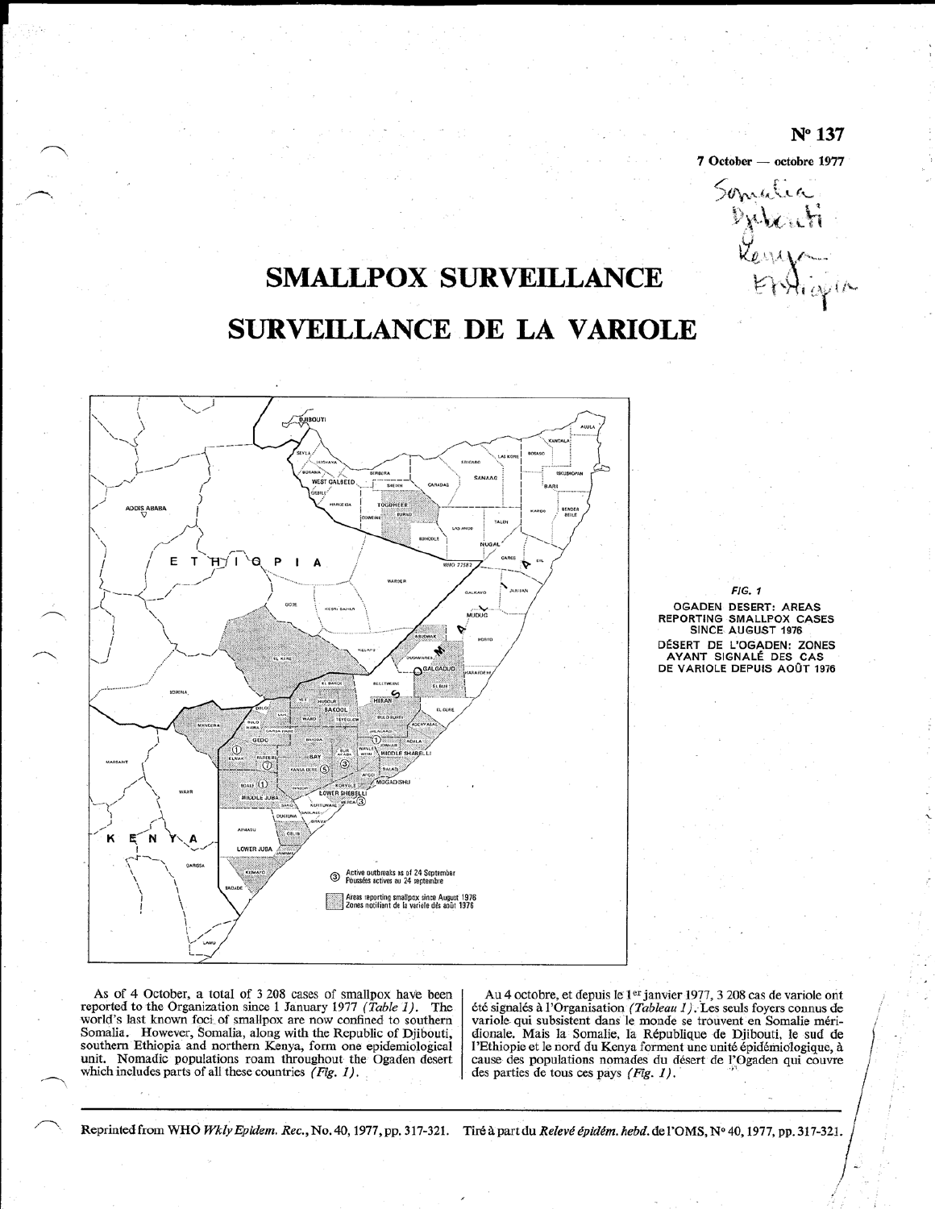N° 137

7 October — octobre 1977

# SMALLPOX SURVEILLANCE

# SURVEILLANCE DE LA VARIOLE

*FIG. 1*

OGADEN DESERT: AREAS REPORTING SMALLPOX CASES SINCE AUGUST 1976

DÉSERT DE L'OGADEN: ZONES AYANT SIGNALÉ DES CAS DE VARIOLE DEPUIS AOÛT 1976

As of 4 October, a total of 3 208 cases of smallpox have been reported to the Organization since 1 January 1977 *(Table 1)*. The world's last known foci of smallpox are now confined to southern Somalia. However, Somalia, along with the Republic of Djibouti, southern Ethiopia and northern Kenya, form one epidemiological unit. Nomadic populations roam throughout the Ogaden desert which includes parts of all these countries *(Fig. 1)*.

Au 4 octobre, et depuis le 1er janvier 1977, 3 208 cas de variole ont été signalés à l'Organisation *(Tableau 1)*. Les seuls foyers connus de variole qui subsistent dans le monde se trouvent en Somalie méridionale. Mais la Somalie, la République de Djibouti, le sud de l'Ethiopie et le nord du Kenya forment une unité épidémiologique, à cause des populations nomades du désert de l'Ogaden qui couvre des parties de tous ces pays *(Fig. 1)*.

Reprinted from WHO *Wkly Epidem. Rec.*, No. 40, 1977, pp. 317-321. Tiré à part du *Relevé épidém. hebd.* de l'OMS, N° 40, 1977, pp. 317-321.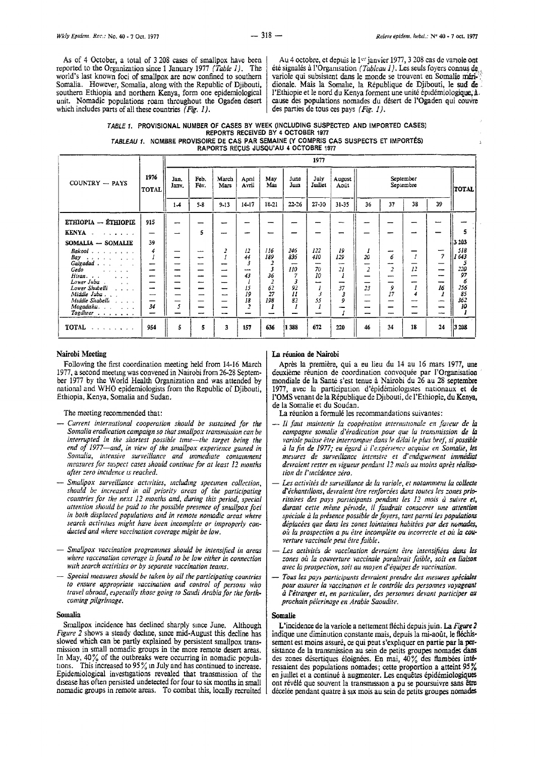As of 4 October, a total of 3 208 cases of smallpox have been reported to the Organization since 1 January 1977 *(Table 1)*. The world's last known foci of smallpox are now confined to southern Somalia. However, Somalia, along with the Republic of Djibouti, southern Ethiopia and northern Kenya, form one epidemiological unit. Nomadic populations roam throughout the Ogaden desert which includes parts of all these countries *(Fig. 1)*.

Au 4 octobre, et depuis le 1[er] janvier 1977, 3 208 cas de variole ont été signalés à l'Organisation *(Tableau 1)*. Les seuls foyers connus de variole qui subsistent dans le monde se trouvent en Somalie méridionale. Mais la Somalie, la République de Djibouti, le sud de l'Ethiopie et le nord du Kenya forment une unité épidémiologique, à cause des populations nomades du désert de l'Ogaden qui couvre des parties de tous ces pays *(Fig. 1)*.

**TABLE 1. PROVISIONAL NUMBER OF CASES BY WEEK (INCLUDING SUSPECTED AND IMPORTED CASES) REPORTS RECEIVED BY 4 OCTOBER 1977**

**TABLEAU 1. NOMBRE PROVISOIRE DE CAS PAR SEMAINE (Y COMPRIS CAS SUSPECTS ET IMPORTÉS) RAPPORTS REÇUS JUSQU'AU 4 OCTOBRE 1977**

| COUNTRY — PAYS | 1976 TOTAL | 1977 | | | | | | | | | | | | |
|---|---|---|---|---|---|---|---|---|---|---|---|---|---|---|
| | | Jan. Janv. | Feb. Fév. | March Mars | April Avril | May Mai | June Juin | July Juillet | August Août | September Septembre | | | | TOTAL |
| | | 1-4 | 5-8 | 9-13 | 14-17 | 18-21 | 22-26 | 27-30 | 31-35 | 36 | 37 | 38 | 39 | |
| **ETHIOPIA — ÉTHIOPIE** | 915 | — | — | — | — | — | — | — | — | — | — | — | — | — |
| **KENYA** | — | — | 5 | — | — | — | — | — | — | — | — | — | — | 5 |
| **SOMALIA — SOMALIE** | 39 | | | | | | | | | | | | | 3 203 |
| *Bakool* | 4 | — | — | 2 | 12 | 116 | 246 | 122 | 19 | 1 | — | — | — | 518 |
| *Bay* | 1 | — | — | 1 | 44 | 189 | 836 | 410 | 129 | 20 | 6 | 1 | 7 | 1 643 |
| *Galgadad* | — | — | — | — | 3 | 2 | — | — | — | — | — | — | — | 5 |
| *Gedo* | — | — | — | — | — | 3 | 110 | 70 | 21 | 2 | 2 | 12 | — | 220 |
| *Hiran* | — | — | — | — | 43 | 36 | 7 | 10 | 1 | — | — | — | — | 97 |
| *Lower Juba* | — | — | — | — | 1 | 2 | 3 | — | — | — | — | — | — | 6 |
| *Lower Shabelli* | — | — | — | — | 15 | 62 | 92 | 1 | 37 | 23 | 9 | 1 | 16 | 256 |
| *Middle Juba* | — | — | — | — | 19 | 27 | 11 | 3 | 3 | — | 17 | 4 | 1 | 85 |
| *Middle Shabelli* | — | — | — | — | 18 | 198 | 82 | 55 | 9 | — | — | — | — | 362 |
| *Mogadishu* | 34 | 5 | — | — | 2 | 1 | 1 | 1 | — | — | — | — | — | 10 |
| *Togdheer* | — | — | — | — | — | — | — | — | 1 | — | — | — | — | 1 |
| **TOTAL** | 954 | 5 | 5 | 3 | 157 | 636 | 1 388 | 672 | 220 | 46 | 34 | 18 | 24 | 3 208 |

## Nairobi Meeting

Following the first coordination meeting held from 14-16 March 1977, a second meeting was convened in Nairobi from 26-28 September 1977 by the World Health Organization and was attended by national and WHO epidemiologists from the Republic of Djibouti, Ethiopia, Kenya, Somalia and Sudan.

The meeting recommended that:

- *Current international cooperation should be sustained for the Somalia eradication campaign so that smallpox transmission can be interrupted in the shortest possible time—the target being the end of 1977—and, in view of the smallpox experience gained in Somalia, intensive surveillance and immediate containment measures for suspect cases should continue for at least 12 months after zero incidence is reached.*
- *Smallpox surveillance activities, including specimen collection, should be increased in all priority areas of the participating countries for the next 12 months and, during this period, special attention should be paid to the possible presence of smallpox foci in both displaced populations and in remote nomadic areas where search activities might have been incomplete or improperly conducted and where vaccination coverage might be low.*
- *Smallpox vaccination programmes should be intensified in areas where vaccination coverage is found to be low either in connection with search activities or by separate vaccination teams.*
- *Special measures should be taken by all the participating countries to ensure appropriate vaccination and control of persons who travel abroad, especially those going to Saudi Arabia for the forthcoming pilgrimage.*

## Somalia

Smallpox incidence has declined sharply since June. Although *Figure 2* shows a steady decline, since mid-August this decline has slowed which can be partly explained by persistent smallpox transmission in small nomadic groups in the more remote desert areas. In May, 40% of the outbreaks were occurring in nomadic populations. This increased to 95% in July and has continued to increase. Epidemiological investigations revealed that transmission of the disease has often persisted undetected for four to six months in small nomadic groups in remote areas. To combat this, locally recruited

## La réunion de Nairobi

Après la première, qui a eu lieu du 14 au 16 mars 1977, une deuxième réunion de coordination convoquée par l'Organisation mondiale de la Santé s'est tenue à Nairobi du 26 au 28 septembre 1977, avec la participation d'épidémiologistes nationaux et de l'OMS venant de la République de Djibouti, de l'Ethiopie, du Kenya, de la Somalie et du Soudan.

La réunion a formulé les recommandations suivantes:

- *Il faut maintenir la coopération internationale en faveur de la campagne somalie d'éradication pour que la transmission de la variole puisse être interrompue dans le délai le plus bref, si possible à la fin de 1977; eu égard à l'expérience acquise en Somalie, les mesures de surveillance intensive et d'endiguement immédiat devraient rester en vigueur pendant 12 mois au moins après réalisation de l'incidence zéro.*
- *Les activités de surveillance de la variole, et notamment la collecte d'échantillons, devraient être renforcées dans toutes les zones prioritaires des pays participants pendant les 12 mois à suivre et, durant cette même période, il faudrait consacrer une attention spéciale à la présence possible de foyers, tant parmi les populations déplacées que dans les zones lointaines habitées par des nomades, où la prospection a pu être incomplète ou incorrecte et où la couverture vaccinale peut être faible.*
- *Les activités de vaccination devraient être intensifiées dans les zones où la couverture vaccinale paraîtrait faible, soit en liaison avec la prospection, soit au moyen d'équipes de vaccination.*
- *Tous les pays participants devraient prendre des mesures spéciales pour assurer la vaccination et le contrôle des personnes voyageant à l'étranger et, en particulier, des personnes devant participer au prochain pèlerinage en Arabie Saoudite.*

## Somalie

L'incidence de la variole a nettement fléchi depuis juin. La *Figure 2* indique une diminution constante mais, depuis la mi-août, le fléchissement est moins assuré, ce qui peut s'expliquer en partie par la persistance de la transmission au sein de petits groupes nomades dans des zones désertiques éloignées. En mai, 40% des flambées intéressaient des populations nomades; cette proportion a atteint 95% en juillet et a continué à augmenter. Les enquêtes épidémiologiques ont révélé que souvent la transmission a pu se poursuivre sans être décelée pendant quatre à six mois au sein de petits groupes nomades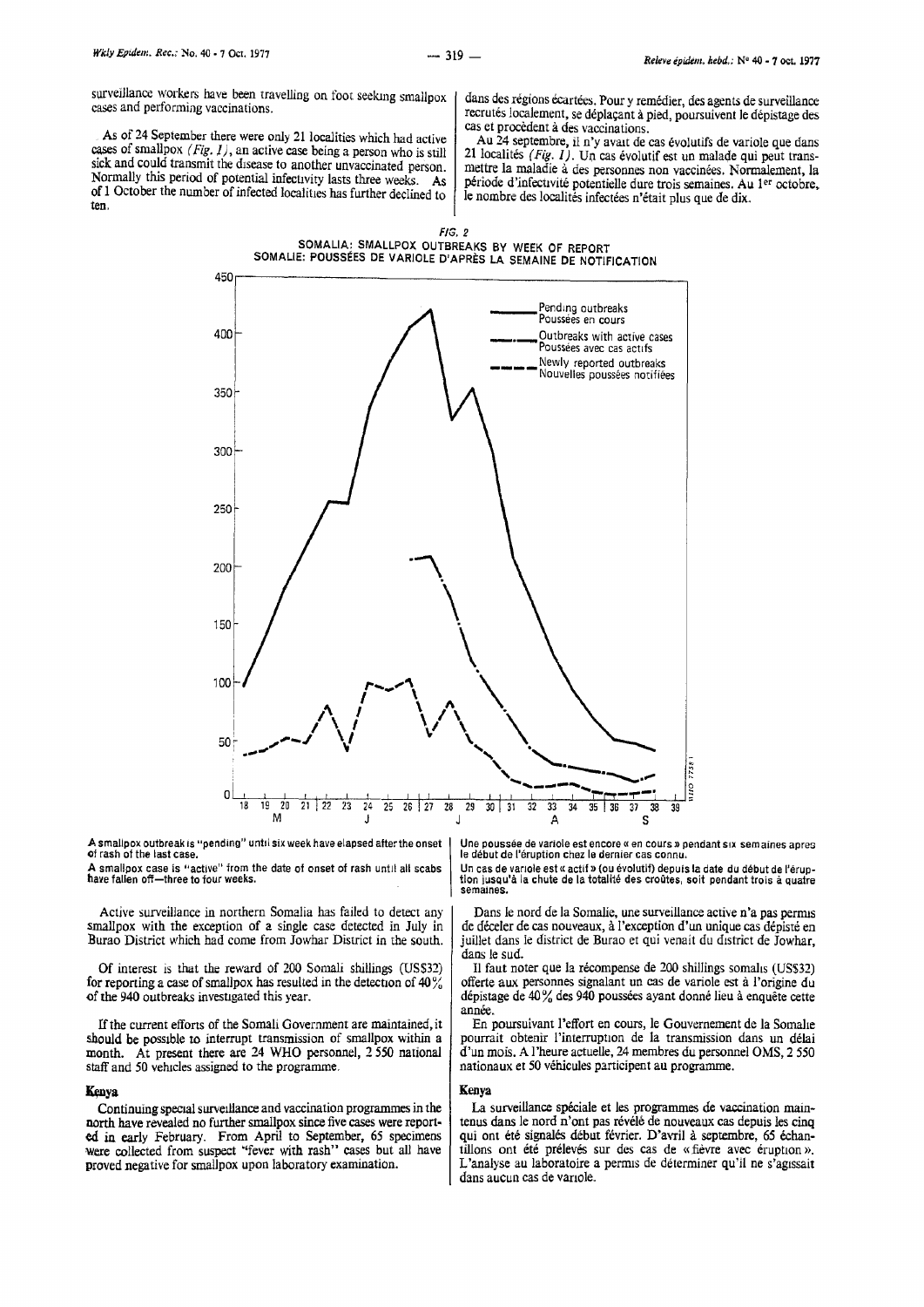surveillance workers have been travelling on foot seeking smallpox cases and performing vaccinations.

dans des régions écartées. Pour y remédier, des agents de surveillance recrutés localement, se déplaçant à pied, poursuivent le dépistage des cas et procèdent à des vaccinations.

As of 24 September there were only 21 localities which had active cases of smallpox *(Fig. 1)*, an active case being a person who is still sick and could transmit the disease to another unvaccinated person. Normally this period of potential infectivity lasts three weeks. As of 1 October the number of infected localities has further declined to ten.

Au 24 septembre, il n'y avait de cas évolutifs de variole que dans 21 localités *(Fig. 1)*. Un cas évolutif est un malade qui peut transmettre la maladie à des personnes non vaccinées. Normalement, la période d'infectivité potentielle dure trois semaines. Au 1[er] octobre, le nombre des localités infectées n'était plus que de dix.

*FIG. 2*

SOMALIA: SMALLPOX OUTBREAKS BY WEEK OF REPORT
SOMALIE: POUSSÉES DE VARIOLE D'APRÈS LA SEMAINE DE NOTIFICATION

A smallpox outbreak is "pending" until six week have elapsed after the onset of rash of the last case.

A smallpox case is "active" from the date of onset of rash until all scabs have fallen off—three to four weeks.

Une poussée de variole est encore « en cours » pendant six semaines après le début de l'éruption chez le dernier cas connu.

Un cas de variole est « actif » (ou évolutif) depuis la date du début de l'éruption jusqu'à la chute de la totalité des croûtes, soit pendant trois à quatre semaines.

Active surveillance in northern Somalia has failed to detect any smallpox with the exception of a single case detected in July in Burao District which had come from Jowhar District in the south.

Dans le nord de la Somalie, une surveillance active n'a pas permis de déceler de cas nouveaux, à l'exception d'un unique cas dépisté en juillet dans le district de Burao et qui venait du district de Jowhar, dans le sud.

Of interest is that the reward of 200 Somali shillings (US$32) for reporting a case of smallpox has resulted in the detection of 40% of the 940 outbreaks investigated this year.

Il faut noter que la récompense de 200 shillings somalis (US$32) offerte aux personnes signalant un cas de variole est à l'origine du dépistage de 40% des 940 poussées ayant donné lieu à enquête cette année.

If the current efforts of the Somali Government are maintained, it should be possible to interrupt transmission of smallpox within a month. At present there are 24 WHO personnel, 2 550 national staff and 50 vehicles assigned to the programme.

En poursuivant l'effort en cours, le Gouvernement de la Somalie pourrait obtenir l'interruption de la transmission dans un délai d'un mois. A l'heure actuelle, 24 membres du personnel OMS, 2 550 nationaux et 50 véhicules participent au programme.

## Kenya

Continuing special surveillance and vaccination programmes in the north have revealed no further smallpox since five cases were reported in early February. From April to September, 65 specimens were collected from suspect "fever with rash" cases but all have proved negative for smallpox upon laboratory examination.

## Kenya

La surveillance spéciale et les programmes de vaccination maintenus dans le nord n'ont pas révélé de nouveaux cas depuis les cinq qui ont été signalés début février. D'avril à septembre, 65 échantillons ont été prélevés sur des cas de « fièvre avec éruption ». L'analyse au laboratoire a permis de déterminer qu'il ne s'agissait dans aucun cas de variole.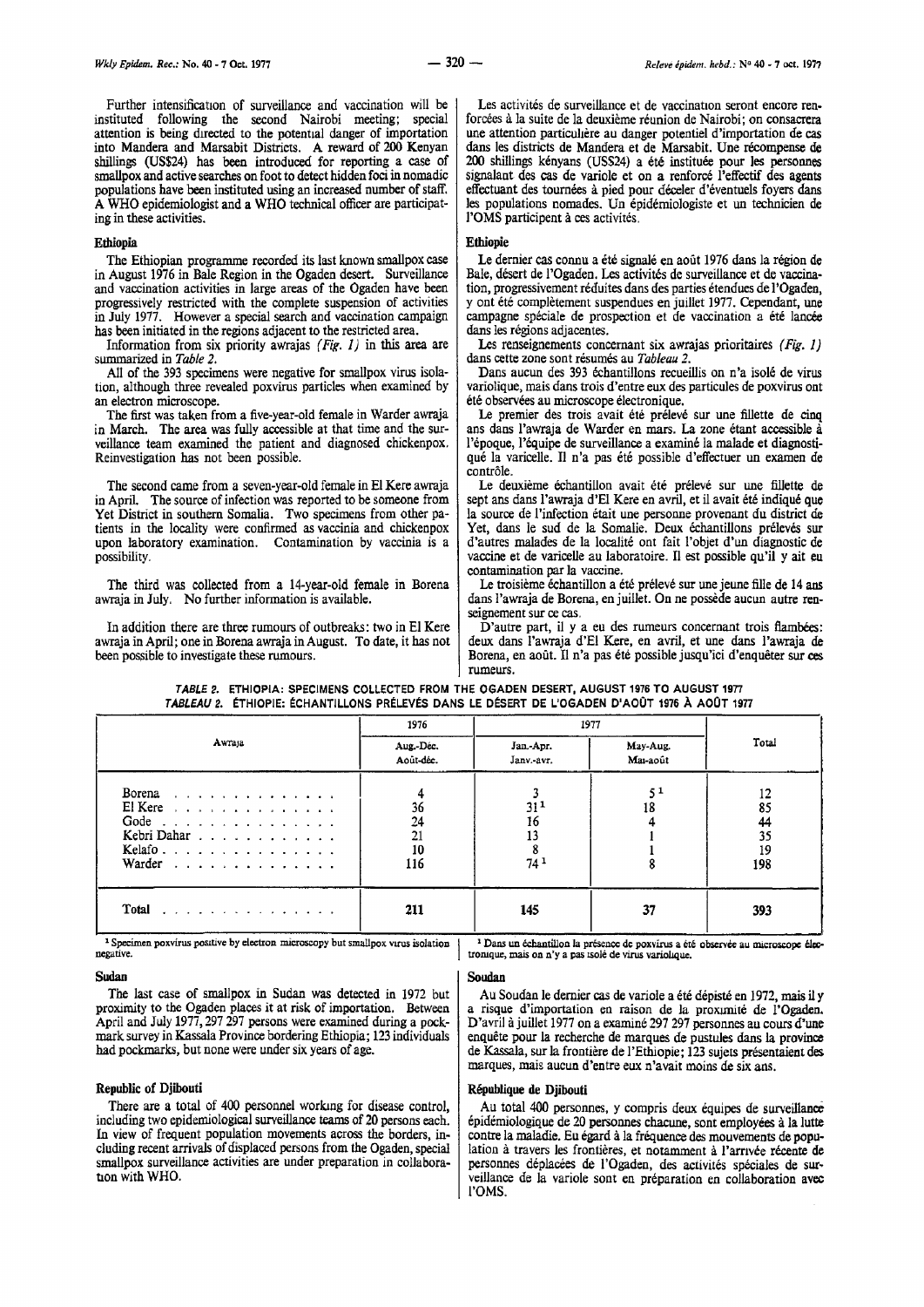Further intensification of surveillance and vaccination will be instituted following the second Nairobi meeting; special attention is being directed to the potential danger of importation into Mandera and Marsabit Districts. A reward of 200 Kenyan shillings (US$24) has been introduced for reporting a case of smallpox and active searches on foot to detect hidden foci in nomadic populations have been instituted using an increased number of staff. A WHO epidemiologist and a WHO technical officer are participating in these activities.

### Ethiopia

The Ethiopian programme recorded its last known smallpox case in August 1976 in Bale Region in the Ogaden desert. Surveillance and vaccination activities in large areas of the Ogaden have been progressively restricted with the complete suspension of activities in July 1977. However a special search and vaccination campaign has been initiated in the regions adjacent to the restricted area.

Information from six priority awrajas *(Fig. 1)* in this area are summarized in *Table 2.*

All of the 393 specimens were negative for smallpox virus isolation, although three revealed poxvirus particles when examined by an electron microscope.

The first was taken from a five-year-old female in Warder awraja in March. The area was fully accessible at that time and the surveillance team examined the patient and diagnosed chickenpox. Reinvestigation has not been possible.

The second came from a seven-year-old female in El Kere awraja in April. The source of infection was reported to be someone from Yet District in southern Somalia. Two specimens from other patients in the locality were confirmed as vaccinia and chickenpox upon laboratory examination. Contamination by vaccinia is a possibility.

The third was collected from a 14-year-old female in Borena awraja in July. No further information is available.

In addition there are three rumours of outbreaks: two in El Kere awraja in April; one in Borena awraja in August. To date, it has not been possible to investigate these rumours.

### Ethiopie

Le dernier cas connu a été signalé en août 1976 dans la région de Bale, désert de l'Ogaden. Les activités de surveillance et de vaccination, progressivement réduites dans des parties étendues de l'Ogaden, y ont été complètement suspendues en juillet 1977. Cependant, une campagne spéciale de prospection et de vaccination a été lancée dans les régions adjacentes.

Les renseignements concernant six awrajas prioritaires *(Fig. 1)* dans cette zone sont résumés au *Tableau 2.*

Dans aucun des 393 échantillons recueillis on n'a isolé de virus variolique, mais dans trois d'entre eux des particules de poxvirus ont été observées au microscope électronique.

Le premier des trois avait été prélevé sur une fillette de cinq ans dans l'awraja de Warder en mars. La zone étant accessible à l'époque, l'équipe de surveillance a examiné la malade et diagnostiqué la varicelle. Il n'a pas été possible d'effectuer un examen de contrôle.

Le deuxième échantillon avait été prélevé sur une fillette de sept ans dans l'awraja d'El Kere en avril, et il avait été indiqué que la source de l'infection était une personne provenant du district de Yet, dans le sud de la Somalie. Deux échantillons prélevés sur d'autres malades de la localité ont fait l'objet d'un diagnostic de vaccine et de varicelle au laboratoire. Il est possible qu'il y ait eu contamination par la vaccine.

Le troisième échantillon a été prélevé sur une jeune fille de 14 ans dans l'awraja de Borena, en juillet. On ne possède aucun autre renseignement sur ce cas.

D'autre part, il y a eu des rumeurs concernant trois flambées: deux dans l'awraja d'El Kere, en avril, et une dans l'awraja de Borena, en août. Il n'a pas été possible jusqu'ici d'enquêter sur ces rumeurs.

*TABLE 2.* ETHIOPIA: SPECIMENS COLLECTED FROM THE OGADEN DESERT, AUGUST 1976 TO AUGUST 1977
*TABLEAU 2.* ÉTHIOPIE: ÉCHANTILLONS PRÉLEVÉS DANS LE DÉSERT DE L'OGADEN D'AOÛT 1976 À AOÛT 1977

| Awraja | 1976 | 1977 | | Total |
|---|---|---|---|---|
| | Aug.-Dec. / Août-déc. | Jan.-Apr. / Janv.-avr. | May-Aug. / Mai-août | |
| Borena | 4 | 3 | 5 [1] | 12 |
| El Kere | 36 | 31 [1] | 18 | 85 |
| Gode | 24 | 16 | 4 | 44 |
| Kebri Dahar | 21 | 13 | 1 | 35 |
| Kelafo | 10 | 8 | 1 | 19 |
| Warder | 116 | 74 [1] | 8 | 198 |
| **Total** | **211** | **145** | **37** | **393** |

[1] Specimen poxvirus positive by electron microscopy but smallpox virus isolation negative.

[1] Dans un échantillon la présence de poxvirus a été observée au microscope électronique, mais on n'y a pas isolé de virus variolique.

### Sudan

The last case of smallpox in Sudan was detected in 1972 but proximity to the Ogaden places it at risk of importation. Between April and July 1977, 297 297 persons were examined during a pockmark survey in Kassala Province bordering Ethiopia; 123 individuals had pockmarks, but none were under six years of age.

### Republic of Djibouti

There are a total of 400 personnel working for disease control, including two epidemiological surveillance teams of 20 persons each. In view of frequent population movements across the borders, including recent arrivals of displaced persons from the Ogaden, special smallpox surveillance activities are under preparation in collaboration with WHO.

### Soudan

Au Soudan le dernier cas de variole a été dépisté en 1972, mais il y a risque d'importation en raison de la proximité de l'Ogaden. D'avril à juillet 1977 on a examiné 297 297 personnes au cours d'une enquête pour la recherche de marques de pustules dans la province de Kassala, sur la frontière de l'Ethiopie; 123 sujets présentaient des marques, mais aucun d'entre eux n'avait moins de six ans.

### République de Djibouti

Au total 400 personnes, y compris deux équipes de surveillance épidémiologique de 20 personnes chacune, sont employées à la lutte contre la maladie. Eu égard à la fréquence des mouvements de population à travers les frontières, et notamment à l'arrivée récente de personnes déplacées de l'Ogaden, des activités spéciales de surveillance de la variole sont en préparation en collaboration avec l'OMS.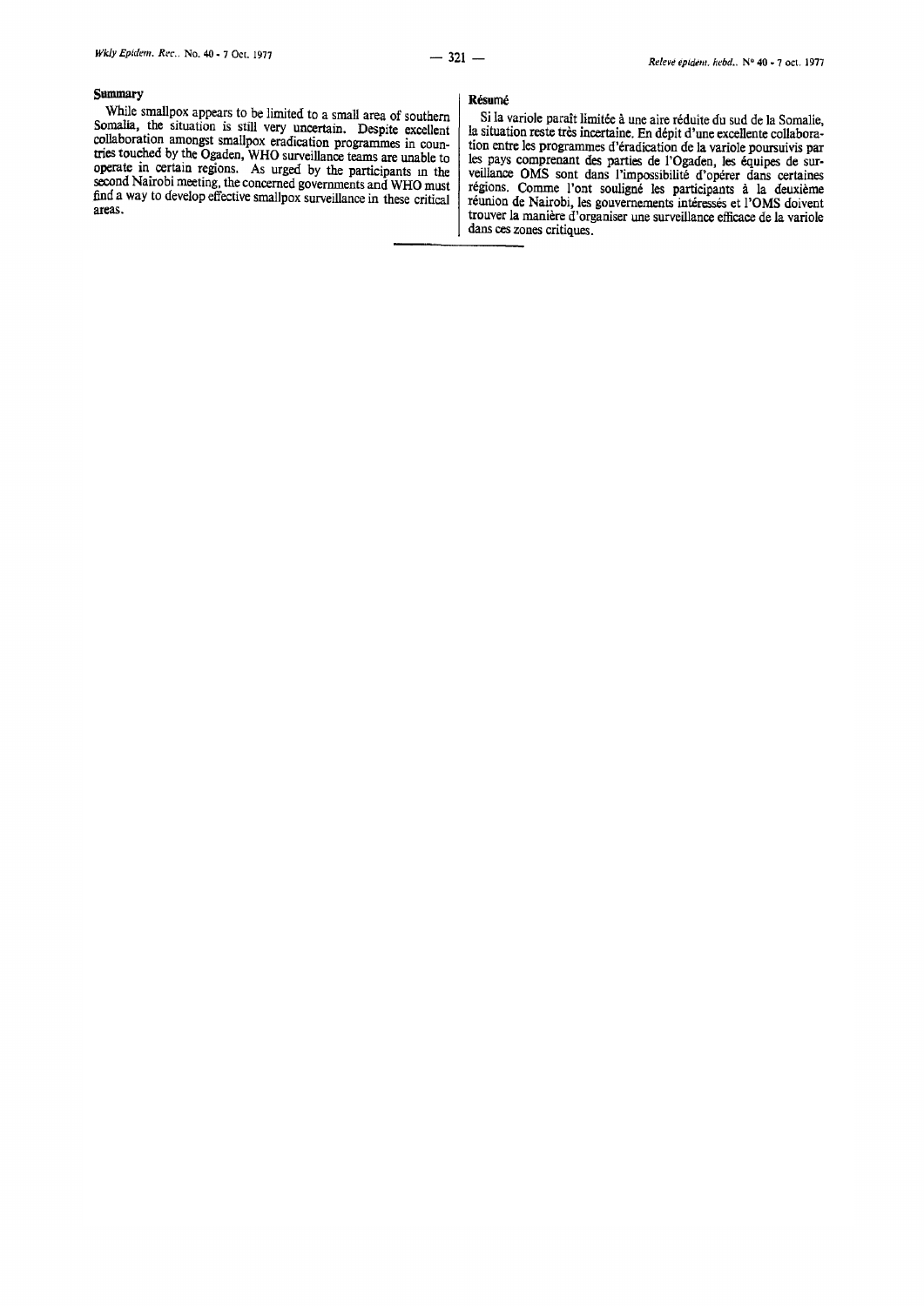**Summary**

While smallpox appears to be limited to a small area of southern Somalia, the situation is still very uncertain. Despite excellent collaboration amongst smallpox eradication programmes in countries touched by the Ogaden, WHO surveillance teams are unable to operate in certain regions. As urged by the participants in the second Nairobi meeting, the concerned governments and WHO must find a way to develop effective smallpox surveillance in these critical areas.

**Résumé**

Si la variole paraît limitée à une aire réduite du sud de la Somalie, la situation reste très incertaine. En dépit d'une excellente collaboration entre les programmes d'éradication de la variole poursuivis par les pays comprenant des parties de l'Ogaden, les équipes de surveillance OMS sont dans l'impossibilité d'opérer dans certaines régions. Comme l'ont souligné les participants à la deuxième réunion de Nairobi, les gouvernements intéressés et l'OMS doivent trouver la manière d'organiser une surveillance efficace de la variole dans ces zones critiques.